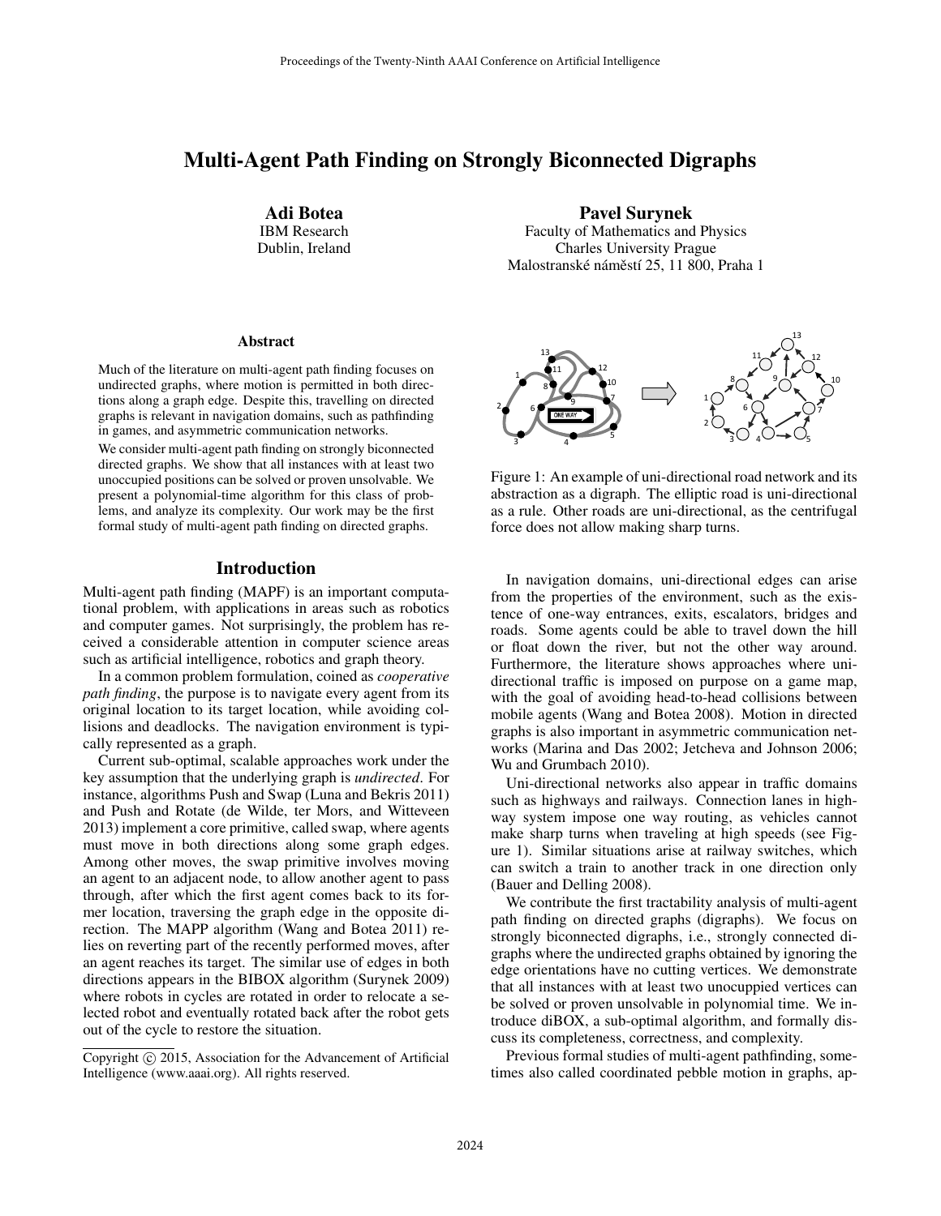# Multi-Agent Path Finding on Strongly Biconnected Digraphs

**Adi Botea**
IBM Research
Dublin, Ireland

**Pavel Surynek**
Faculty of Mathematics and Physics
Charles University Prague
Malostranské náměstí 25, 11 800, Praha 1

### Abstract

Much of the literature on multi-agent path finding focuses on undirected graphs, where motion is permitted in both directions along a graph edge. Despite this, travelling on directed graphs is relevant in navigation domains, such as pathfinding in games, and asymmetric communication networks.

We consider multi-agent path finding on strongly biconnected directed graphs. We show that all instances with at least two unoccupied positions can be solved or proven unsolvable. We present a polynomial-time algorithm for this class of problems, and analyze its complexity. Our work may be the first formal study of multi-agent path finding on directed graphs.

## Introduction

Multi-agent path finding (MAPF) is an important computational problem, with applications in areas such as robotics and computer games. Not surprisingly, the problem has received a considerable attention in computer science areas such as artificial intelligence, robotics and graph theory.

In a common problem formulation, coined as *cooperative path finding*, the purpose is to navigate every agent from its original location to its target location, while avoiding collisions and deadlocks. The navigation environment is typically represented as a graph.

Current sub-optimal, scalable approaches work under the key assumption that the underlying graph is *undirected*. For instance, algorithms Push and Swap (Luna and Bekris 2011) and Push and Rotate (de Wilde, ter Mors, and Witteveen 2013) implement a core primitive, called swap, where agents must move in both directions along some graph edges. Among other moves, the swap primitive involves moving an agent to an adjacent node, to allow another agent to pass through, after which the first agent comes back to its former location, traversing the graph edge in the opposite direction. The MAPP algorithm (Wang and Botea 2011) relies on reverting part of the recently performed moves, after an agent reaches its target. The similar use of edges in both directions appears in the BIBOX algorithm (Surynek 2009) where robots in cycles are rotated in order to relocate a selected robot and eventually rotated back after the robot gets out of the cycle to restore the situation.

Copyright © 2015, Association for the Advancement of Artificial Intelligence (www.aaai.org). All rights reserved.

Figure 1: An example of uni-directional road network and its abstraction as a digraph. The elliptic road is uni-directional as a rule. Other roads are uni-directional, as the centrifugal force does not allow making sharp turns.

In navigation domains, uni-directional edges can arise from the properties of the environment, such as the existence of one-way entrances, exits, escalators, bridges and roads. Some agents could be able to travel down the hill or float down the river, but not the other way around. Furthermore, the literature shows approaches where uni-directional traffic is imposed on purpose on a game map, with the goal of avoiding head-to-head collisions between mobile agents (Wang and Botea 2008). Motion in directed graphs is also important in asymmetric communication networks (Marina and Das 2002; Jetcheva and Johnson 2006; Wu and Grumbach 2010).

Uni-directional networks also appear in traffic domains such as highways and railways. Connection lanes in highway system impose one way routing, as vehicles cannot make sharp turns when traveling at high speeds (see Figure 1). Similar situations arise at railway switches, which can switch a train to another track in one direction only (Bauer and Delling 2008).

We contribute the first tractability analysis of multi-agent path finding on directed graphs (digraphs). We focus on strongly biconnected digraphs, i.e., strongly connected digraphs where the undirected graphs obtained by ignoring the edge orientations have no cutting vertices. We demonstrate that all instances with at least two unoccupied vertices can be solved or proven unsolvable in polynomial time. We introduce diBOX, a sub-optimal algorithm, and formally discuss its completeness, correctness, and complexity.

Previous formal studies of multi-agent pathfinding, sometimes also called coordinated pebble motion in graphs, ap-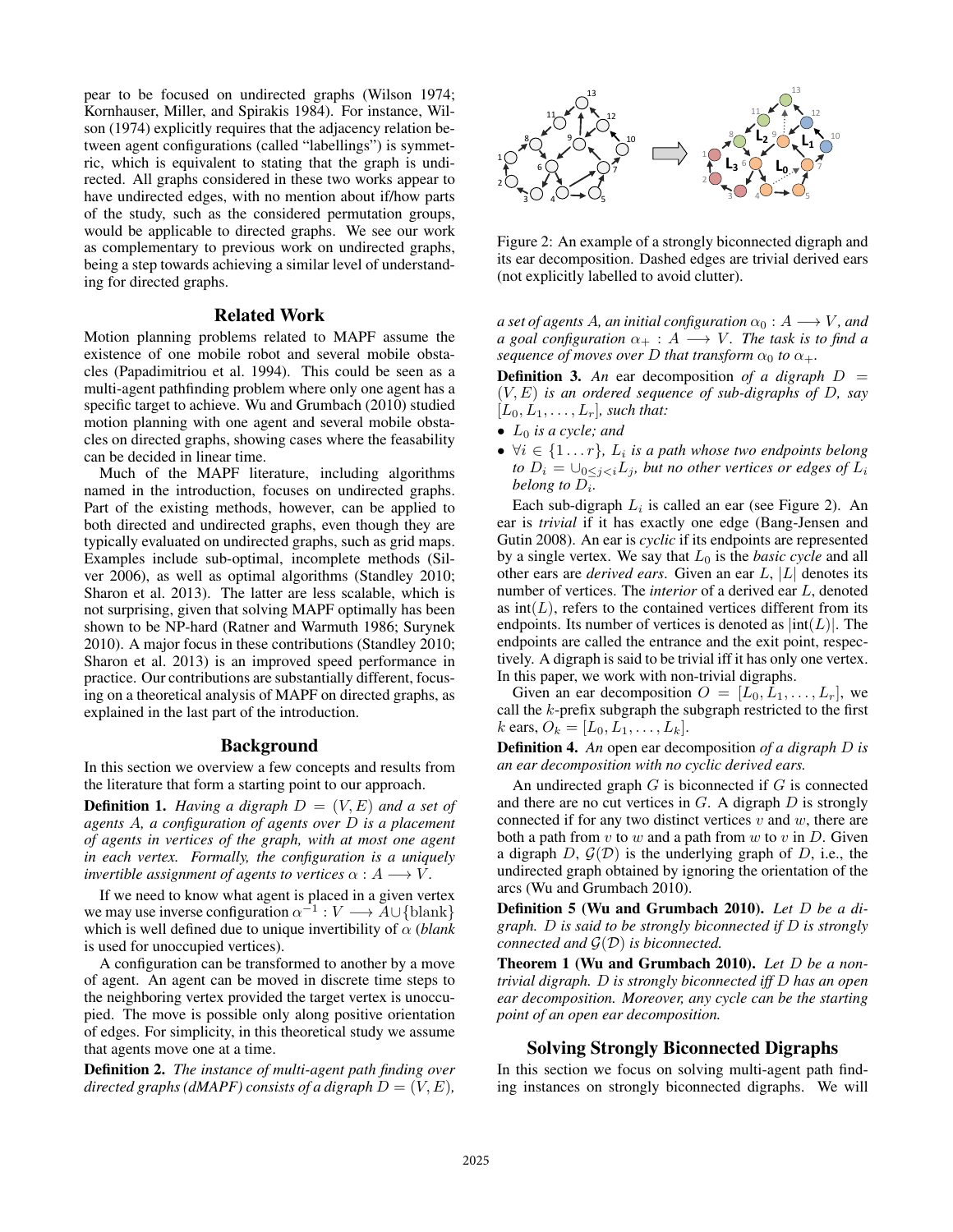pear to be focused on undirected graphs (Wilson 1974; Kornhauser, Miller, and Spirakis 1984). For instance, Wilson (1974) explicitly requires that the adjacency relation between agent configurations (called "labellings") is symmetric, which is equivalent to stating that the graph is undirected. All graphs considered in these two works appear to have undirected edges, with no mention about if/how parts of the study, such as the considered permutation groups, would be applicable to directed graphs. We see our work as complementary to previous work on undirected graphs, being a step towards achieving a similar level of understanding for directed graphs.

## Related Work

Motion planning problems related to MAPF assume the existence of one mobile robot and several mobile obstacles (Papadimitriou et al. 1994). This could be seen as a multi-agent pathfinding problem where only one agent has a specific target to achieve. Wu and Grumbach (2010) studied motion planning with one agent and several mobile obstacles on directed graphs, showing cases where the feasability can be decided in linear time.

Much of the MAPF literature, including algorithms named in the introduction, focuses on undirected graphs. Part of the existing methods, however, can be applied to both directed and undirected graphs, even though they are typically evaluated on undirected graphs, such as grid maps. Examples include sub-optimal, incomplete methods (Silver 2006), as well as optimal algorithms (Standley 2010; Sharon et al. 2013). The latter are less scalable, which is not surprising, given that solving MAPF optimally has been shown to be NP-hard (Ratner and Warmuth 1986; Surynek 2010). A major focus in these contributions (Standley 2010; Sharon et al. 2013) is an improved speed performance in practice. Our contributions are substantially different, focusing on a theoretical analysis of MAPF on directed graphs, as explained in the last part of the introduction.

## Background

In this section we overview a few concepts and results from the literature that form a starting point to our approach.

**Definition 1.** *Having a digraph $D = (V, E)$ and a set of agents $A$, a configuration of agents over $D$ is a placement of agents in vertices of the graph, with at most one agent in each vertex. Formally, the configuration is a uniquely invertible assignment of agents to vertices $\alpha : A \longrightarrow V$.*

If we need to know what agent is placed in a given vertex we may use inverse configuration $\alpha^{-1} : V \longrightarrow A \cup \{\text{blank}\}$ which is well defined due to unique invertibility of $\alpha$ (*blank* is used for unoccupied vertices).

A configuration can be transformed to another by a move of agent. An agent can be moved in discrete time steps to the neighboring vertex provided the target vertex is unoccupied. The move is possible only along positive orientation of edges. For simplicity, in this theoretical study we assume that agents move one at a time.

**Definition 2.** *The instance of multi-agent path finding over directed graphs (dMAPF) consists of a digraph $D = (V, E)$, a set of agents $A$, an initial configuration $\alpha_0 : A \longrightarrow V$, and a goal configuration $\alpha_+ : A \longrightarrow V$. The task is to find a sequence of moves over $D$ that transform $\alpha_0$ to $\alpha_+$.*

Figure 2: An example of a strongly biconnected digraph and its ear decomposition. Dashed edges are trivial derived ears (not explicitly labelled to avoid clutter).

**Definition 3.** *An* ear decomposition *of a digraph $D = (V, E)$ is an ordered sequence of sub-digraphs of $D$, say $[L_0, L_1, \ldots, L_r]$, such that:*

- *$L_0$ is a cycle; and*
- *$\forall i \in \{1 \ldots r\}$, $L_i$ is a path whose two endpoints belong to $D_i = \cup_{0 \leq j < i} L_j$, but no other vertices or edges of $L_i$ belong to $D_i$.*

Each sub-digraph $L_i$ is called an ear (see Figure 2). An ear is *trivial* if it has exactly one edge (Bang-Jensen and Gutin 2008). An ear is *cyclic* if its endpoints are represented by a single vertex. We say that $L_0$ is the *basic cycle* and all other ears are *derived ears*. Given an ear $L$, $|L|$ denotes its number of vertices. The *interior* of a derived ear $L$, denoted as $\text{int}(L)$, refers to the contained vertices different from its endpoints. Its number of vertices is denoted as $|\text{int}(L)|$. The endpoints are called the entrance and the exit point, respectively. A digraph is said to be trivial iff it has only one vertex. In this paper, we work with non-trivial digraphs.

Given an ear decomposition $O = [L_0, L_1, \ldots, L_r]$, we call the $k$-prefix subgraph the subgraph restricted to the first $k$ ears, $O_k = [L_0, L_1, \ldots, L_k]$.

**Definition 4.** *An* open ear decomposition *of a digraph $D$ is an ear decomposition with no cyclic derived ears.*

An undirected graph $G$ is biconnected if $G$ is connected and there are no cut vertices in $G$. A digraph $D$ is strongly connected if for any two distinct vertices $v$ and $w$, there are both a path from $v$ to $w$ and a path from $w$ to $v$ in $D$. Given a digraph $D$, $\mathcal{G}(\mathcal{D})$ is the underlying graph of $D$, i.e., the undirected graph obtained by ignoring the orientation of the arcs (Wu and Grumbach 2010).

**Definition 5 (Wu and Grumbach 2010).** *Let $D$ be a digraph. $D$ is said to be strongly biconnected if $D$ is strongly connected and $\mathcal{G}(\mathcal{D})$ is biconnected.*

**Theorem 1 (Wu and Grumbach 2010).** *Let $D$ be a non-trivial digraph. $D$ is strongly biconnected iff $D$ has an open ear decomposition. Moreover, any cycle can be the starting point of an open ear decomposition.*

## Solving Strongly Biconnected Digraphs

In this section we focus on solving multi-agent path finding instances on strongly biconnected digraphs. We will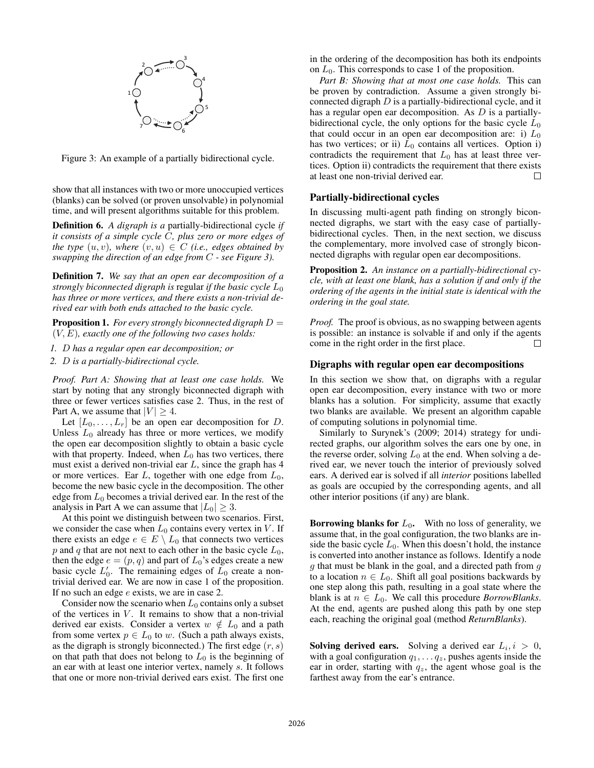Figure 3: An example of a partially bidirectional cycle.

show that all instances with two or more unoccupied vertices (blanks) can be solved (or proven unsolvable) in polynomial time, and will present algorithms suitable for this problem.

**Definition 6.** *A digraph is a* partially-bidirectional cycle *if it consists of a simple cycle $C$, plus zero or more edges of the type $(u, v)$, where $(v, u) \in C$ (i.e., edges obtained by swapping the direction of an edge from $C$ - see Figure 3).*

**Definition 7.** *We say that an open ear decomposition of a strongly biconnected digraph is* regular *if the basic cycle $L_0$ has three or more vertices, and there exists a non-trivial derived ear with both ends attached to the basic cycle.*

**Proposition 1.** *For every strongly biconnected digraph $D = (V, E)$, exactly one of the following two cases holds:*

*1. $D$ has a regular open ear decomposition; or*

*2. $D$ is a partially-bidirectional cycle.*

*Proof. Part A: Showing that at least one case holds.* We start by noting that any strongly biconnected digraph with three or fewer vertices satisfies case 2. Thus, in the rest of Part A, we assume that $|V| \geq 4$.

Let $[L_0, \ldots, L_r]$ be an open ear decomposition for $D$. Unless $L_0$ already has three or more vertices, we modify the open ear decomposition slightly to obtain a basic cycle with that property. Indeed, when $L_0$ has two vertices, there must exist a derived non-trivial ear $L$, since the graph has 4 or more vertices. Ear $L$, together with one edge from $L_0$, become the new basic cycle in the decomposition. The other edge from $L_0$ becomes a trivial derived ear. In the rest of the analysis in Part A we can assume that $|L_0| \geq 3$.

At this point we distinguish between two scenarios. First, we consider the case when $L_0$ contains every vertex in $V$. If there exists an edge $e \in E \setminus L_0$ that connects two vertices $p$ and $q$ that are not next to each other in the basic cycle $L_0$, then the edge $e = (p, q)$ and part of $L_0$'s edges create a new basic cycle $L'_0$. The remaining edges of $L_0$ create a non-trivial derived ear. We are now in case 1 of the proposition. If no such an edge $e$ exists, we are in case 2.

Consider now the scenario when $L_0$ contains only a subset of the vertices in $V$. It remains to show that a non-trivial derived ear exists. Consider a vertex $w \notin L_0$ and a path from some vertex $p \in L_0$ to $w$. (Such a path always exists, as the digraph is strongly biconnected.) The first edge $(r, s)$ on that path that does not belong to $L_0$ is the beginning of an ear with at least one interior vertex, namely $s$. It follows that one or more non-trivial derived ears exist. The first one in the ordering of the decomposition has both its endpoints on $L_0$. This corresponds to case 1 of the proposition.

*Part B: Showing that at most one case holds.* This can be proven by contradiction. Assume a given strongly biconnected digraph $D$ is a partially-bidirectional cycle, and it has a regular open ear decomposition. As $D$ is a partially-bidirectional cycle, the only options for the basic cycle $L_0$ that could occur in an open ear decomposition are: i) $L_0$ has two vertices; or ii) $L_0$ contains all vertices. Option i) contradicts the requirement that $L_0$ has at least three vertices. Option ii) contradicts the requirement that there exists at least one non-trivial derived ear. □

## Partially-bidirectional cycles

In discussing multi-agent path finding on strongly biconnected digraphs, we start with the easy case of partially-bidirectional cycles. Then, in the next section, we discuss the complementary, more involved case of strongly biconnected digraphs with regular open ear decompositions.

**Proposition 2.** *An instance on a partially-bidirectional cycle, with at least one blank, has a solution if and only if the ordering of the agents in the initial state is identical with the ordering in the goal state.*

*Proof.* The proof is obvious, as no swapping between agents is possible: an instance is solvable if and only if the agents come in the right order in the first place. □

## Digraphs with regular open ear decompositions

In this section we show that, on digraphs with a regular open ear decomposition, every instance with two or more blanks has a solution. For simplicity, assume that exactly two blanks are available. We present an algorithm capable of computing solutions in polynomial time.

Similarly to Surynek's (2009; 2014) strategy for undirected graphs, our algorithm solves the ears one by one, in the reverse order, solving $L_0$ at the end. When solving a derived ear, we never touch the interior of previously solved ears. A derived ear is solved if all *interior* positions labelled as goals are occupied by the corresponding agents, and all other interior positions (if any) are blank.

**Borrowing blanks for $L_0$.** With no loss of generality, we assume that, in the goal configuration, the two blanks are inside the basic cycle $L_0$. When this doesn't hold, the instance is converted into another instance as follows. Identify a node $g$ that must be blank in the goal, and a directed path from $g$ to a location $n \in L_0$. Shift all goal positions backwards by one step along this path, resulting in a goal state where the blank is at $n \in L_0$. We call this procedure *BorrowBlanks*. At the end, agents are pushed along this path by one step each, reaching the original goal (method *ReturnBlanks*).

**Solving derived ears.** Solving a derived ear $L_i, i > 0$, with a goal configuration $q_1, \ldots q_z$, pushes agents inside the ear in order, starting with $q_z$, the agent whose goal is the farthest away from the ear's entrance.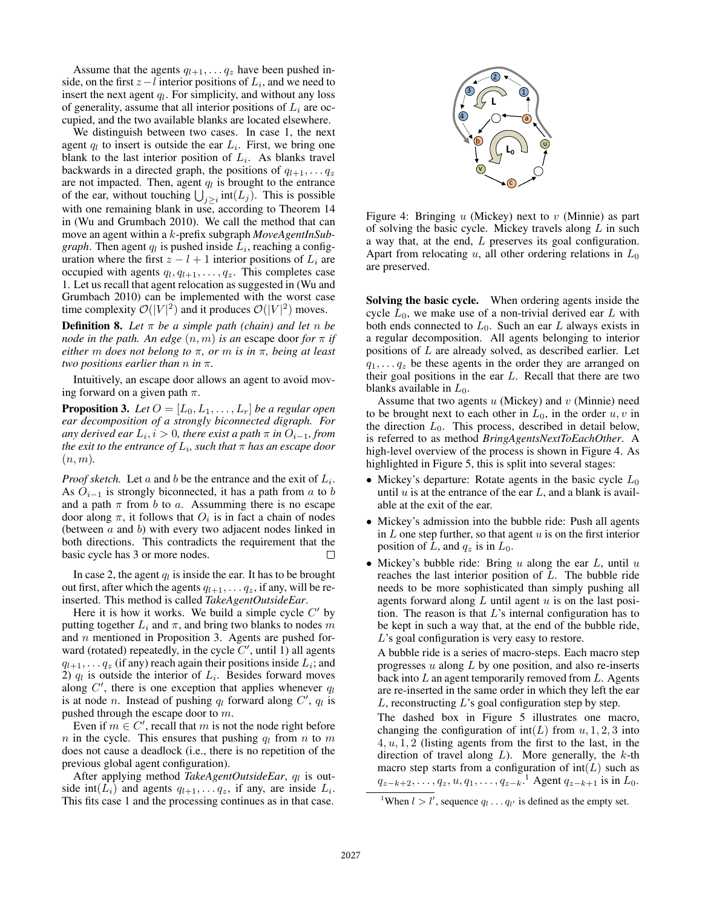Assume that the agents $q_{l+1}, \ldots q_z$ have been pushed inside, on the first $z-l$ interior positions of $L_i$, and we need to insert the next agent $q_l$. For simplicity, and without any loss of generality, assume that all interior positions of $L_i$ are occupied, and the two available blanks are located elsewhere.

We distinguish between two cases. In case 1, the next agent $q_l$ to insert is outside the ear $L_i$. First, we bring one blank to the last interior position of $L_i$. As blanks travel backwards in a directed graph, the positions of $q_{l+1}, \ldots q_z$ are not impacted. Then, agent $q_l$ is brought to the entrance of the ear, without touching $\bigcup_{j \geq i} \text{int}(L_j)$. This is possible with one remaining blank in use, according to Theorem 14 in (Wu and Grumbach 2010). We call the method that can move an agent within a $k$-prefix subgraph ***MoveAgentInSubgraph***. Then agent $q_l$ is pushed inside $L_i$, reaching a configuration where the first $z-l+1$ interior positions of $L_i$ are occupied with agents $q_l, q_{l+1}, \ldots, q_z$. This completes case 1. Let us recall that agent relocation as suggested in (Wu and Grumbach 2010) can be implemented with the worst case time complexity $\mathcal{O}(|V|^2)$ and it produces $\mathcal{O}(|V|^2)$ moves.

**Definition 8.** *Let $\pi$ be a simple path (chain) and let $n$ be node in the path. An edge $(n, m)$ is an* escape door *for $\pi$ if either $m$ does not belong to $\pi$, or $m$ is in $\pi$, being at least two positions earlier than $n$ in $\pi$.*

Intuitively, an escape door allows an agent to avoid moving forward on a given path $\pi$.

**Proposition 3.** *Let $O = [L_0, L_1, \ldots, L_r]$ be a regular open ear decomposition of a strongly biconnected digraph. For any derived ear $L_i, i > 0$, there exist a path $\pi$ in $O_{i-1}$, from the exit to the entrance of $L_i$, such that $\pi$ has an escape door $(n, m)$.*

*Proof sketch.* Let $a$ and $b$ be the entrance and the exit of $L_i$. As $O_{i-1}$ is strongly biconnected, it has a path from $a$ to $b$ and a path $\pi$ from $b$ to $a$. Assumming there is no escape door along $\pi$, it follows that $O_i$ is in fact a chain of nodes (between $a$ and $b$) with every two adjacent nodes linked in both directions. This contradicts the requirement that the basic cycle has 3 or more nodes. ∎

In case 2, the agent $q_l$ is inside the ear. It has to be brought out first, after which the agents $q_{l+1}, \ldots q_z$, if any, will be reinserted. This method is called ***TakeAgentOutsideEar***.

Here it is how it works. We build a simple cycle $C'$ by putting together $L_i$ and $\pi$, and bring two blanks to nodes $m$ and $n$ mentioned in Proposition 3. Agents are pushed forward (rotated) repeatedly, in the cycle $C'$, until 1) all agents $q_{l+1}, \ldots q_z$ (if any) reach again their positions inside $L_i$; and 2) $q_l$ is outside the interior of $L_i$. Besides forward moves along $C'$, there is one exception that applies whenever $q_l$ is at node $n$. Instead of pushing $q_l$ forward along $C'$, $q_l$ is pushed through the escape door to $m$.

Even if $m \in C'$, recall that $m$ is not the node right before $n$ in the cycle. This ensures that pushing $q_l$ from $n$ to $m$ does not cause a deadlock (i.e., there is no repetition of the previous global agent configuration).

After applying method ***TakeAgentOutsideEar***, $q_l$ is outside $\text{int}(L_i)$ and agents $q_{l+1}, \ldots q_z$, if any, are inside $L_i$. This fits case 1 and the processing continues as in that case.

Figure 4: Bringing $u$ (Mickey) next to $v$ (Minnie) as part of solving the basic cycle. Mickey travels along $L$ in such a way that, at the end, $L$ preserves its goal configuration. Apart from relocating $u$, all other ordering relations in $L_0$ are preserved.

**Solving the basic cycle.** When ordering agents inside the cycle $L_0$, we make use of a non-trivial derived ear $L$ with both ends connected to $L_0$. Such an ear $L$ always exists in a regular decomposition. All agents belonging to interior positions of $L$ are already solved, as described earlier. Let $q_1, \ldots q_z$ be these agents in the order they are arranged on their goal positions in the ear $L$. Recall that there are two blanks available in $L_0$.

Assume that two agents $u$ (Mickey) and $v$ (Minnie) need to be brought next to each other in $L_0$, in the order $u, v$ in the direction $L_0$. This process, described in detail below, is referred to as method ***BringAgentsNextToEachOther***. A high-level overview of the process is shown in Figure 4. As highlighted in Figure 5, this is split into several stages:

- Mickey's departure: Rotate agents in the basic cycle $L_0$ until $u$ is at the entrance of the ear $L$, and a blank is available at the exit of the ear.
- Mickey's admission into the bubble ride: Push all agents in $L$ one step further, so that agent $u$ is on the first interior position of $L$, and $q_z$ is in $L_0$.
- Mickey's bubble ride: Bring $u$ along the ear $L$, until $u$ reaches the last interior position of $L$. The bubble ride needs to be more sophisticated than simply pushing all agents forward along $L$ until agent $u$ is on the last position. The reason is that $L$'s internal configuration has to be kept in such a way that, at the end of the bubble ride, $L$'s goal configuration is very easy to restore.

  A bubble ride is a series of macro-steps. Each macro step progresses $u$ along $L$ by one position, and also re-inserts back into $L$ an agent temporarily removed from $L$. Agents are re-inserted in the same order in which they left the ear $L$, reconstructing $L$'s goal configuration step by step.

  The dashed box in Figure 5 illustrates one macro, changing the configuration of $\text{int}(L)$ from $u, 1, 2, 3$ into $4, u, 1, 2$ (listing agents from the first to the last, in the direction of travel along $L$). More generally, the $k$-th macro step starts from a configuration of $\text{int}(L)$ such as $q_{z-k+2}, \ldots, q_z, u, q_1, \ldots, q_{z-k}$.[1] Agent $q_{z-k+1}$ is in $L_0$.

[1] When $l > l'$, sequence $q_l \ldots q_{l'}$ is defined as the empty set.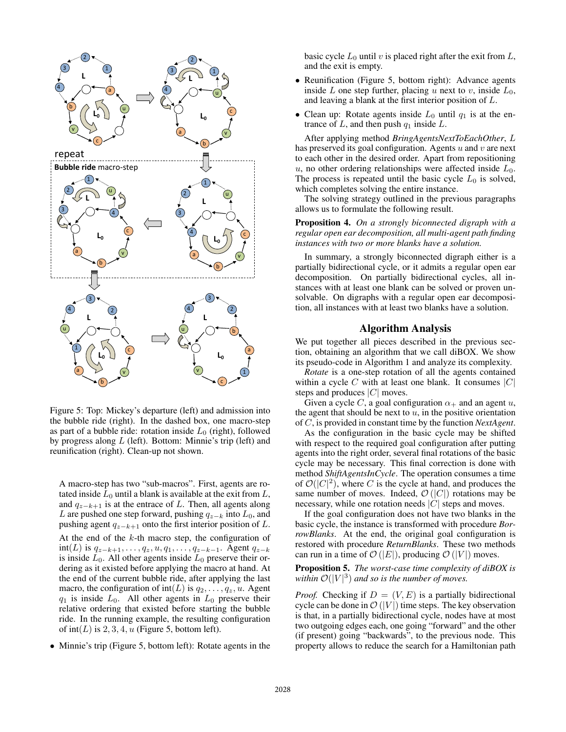Figure 5: Top: Mickey's departure (left) and admission into the bubble ride (right). In the dashed box, one macro-step as part of a bubble ride: rotation inside $L_0$ (right), followed by progress along $L$ (left). Bottom: Minnie's trip (left) and reunification (right). Clean-up not shown.

A macro-step has two "sub-macros". First, agents are rotated inside $L_0$ until a blank is available at the exit from $L$, and $q_{z-k+1}$ is at the entrace of $L$. Then, all agents along $L$ are pushed one step forward, pushing $q_{z-k}$ into $L_0$, and pushing agent $q_{z-k+1}$ onto the first interior position of $L$. At the end of the $k$-th macro step, the configuration of $\text{int}(L)$ is $q_{z-k+1}, \ldots, q_z, u, q_1, \ldots, q_{z-k-1}$. Agent $q_{z-k}$ is inside $L_0$. All other agents inside $L_0$ preserve their ordering as it existed before applying the macro at hand. At the end of the current bubble ride, after applying the last macro, the configuration of $\text{int}(L)$ is $q_2, \ldots, q_z, u$. Agent $q_1$ is inside $L_0$. All other agents in $L_0$ preserve their relative ordering that existed before starting the bubble ride. In the running example, the resulting configuration of $\text{int}(L)$ is $2, 3, 4, u$ (Figure 5, bottom left).

- Minnie's trip (Figure 5, bottom left): Rotate agents in the basic cycle $L_0$ until $v$ is placed right after the exit from $L$, and the exit is empty.
- Reunification (Figure 5, bottom right): Advance agents inside $L$ one step further, placing $u$ next to $v$, inside $L_0$, and leaving a blank at the first interior position of $L$.
- Clean up: Rotate agents inside $L_0$ until $q_1$ is at the entrance of $L$, and then push $q_1$ inside $L$.

After applying method *BringAgentsNextToEachOther*, $L$ has preserved its goal configuration. Agents $u$ and $v$ are next to each other in the desired order. Apart from repositioning $u$, no other ordering relationships were affected inside $L_0$. The process is repeated until the basic cycle $L_0$ is solved, which completes solving the entire instance.

The solving strategy outlined in the previous paragraphs allows us to formulate the following result.

**Proposition 4.** *On a strongly biconnected digraph with a regular open ear decomposition, all multi-agent path finding instances with two or more blanks have a solution.*

In summary, a strongly biconnected digraph either is a partially bidirectional cycle, or it admits a regular open ear decomposition. On partially bidirectional cycles, all instances with at least one blank can be solved or proven unsolvable. On digraphs with a regular open ear decomposition, all instances with at least two blanks have a solution.

## Algorithm Analysis

We put together all pieces described in the previous section, obtaining an algorithm that we call diBOX. We show its pseudo-code in Algorithm 1 and analyze its complexity.

*Rotate* is a one-step rotation of all the agents contained within a cycle $C$ with at least one blank. It consumes $|C|$ steps and produces $|C|$ moves.

Given a cycle $C$, a goal configuration $\alpha_+$ and an agent $u$, the agent that should be next to $u$, in the positive orientation of $C$, is provided in constant time by the function *NextAgent*.

As the configuration in the basic cycle may be shifted with respect to the required goal configuration after putting agents into the right order, several final rotations of the basic cycle may be necessary. This final correction is done with method *ShiftAgentsInCycle*. The operation consumes a time of $\mathcal{O}(|C|^2)$, where $C$ is the cycle at hand, and produces the same number of moves. Indeed, $\mathcal{O}(|C|)$ rotations may be necessary, while one rotation needs $|C|$ steps and moves.

If the goal configuration does not have two blanks in the basic cycle, the instance is transformed with procedure *BorrowBlanks*. At the end, the original goal configuration is restored with procedure *ReturnBlanks*. These two methods can run in a time of $\mathcal{O}(|E|)$, producing $\mathcal{O}(|V|)$ moves.

**Proposition 5.** *The worst-case time complexity of diBOX is within $\mathcal{O}(|V|^3)$ and so is the number of moves.*

*Proof.* Checking if $D = (V, E)$ is a partially bidirectional cycle can be done in $\mathcal{O}(|V|)$ time steps. The key observation is that, in a partially bidirectional cycle, nodes have at most two outgoing edges each, one going "forward" and the other (if present) going "backwards", to the previous node. This property allows to reduce the search for a Hamiltonian path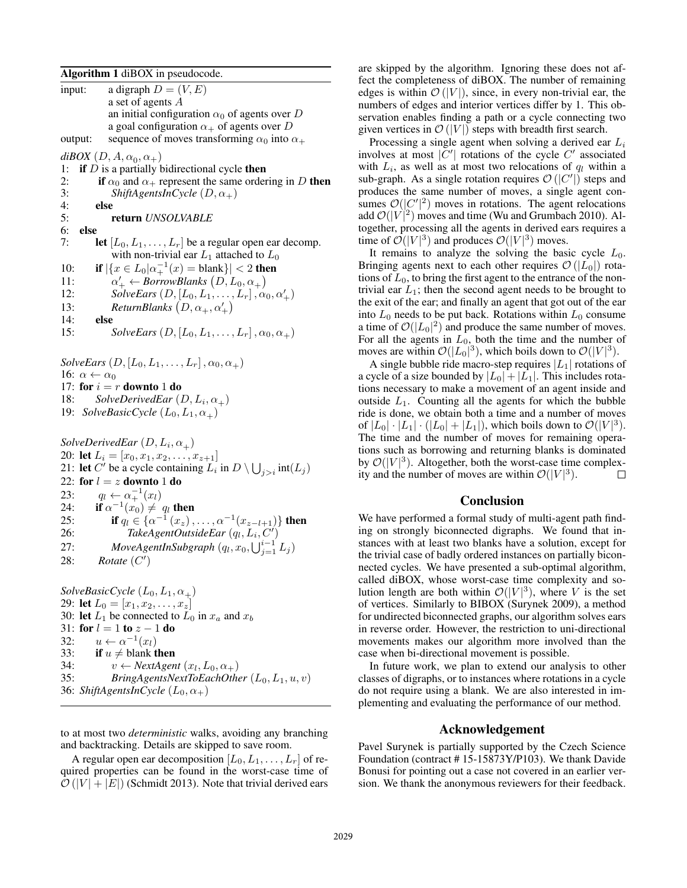**Algorithm 1** diBOX in pseudocode.

```
input:   a digraph D = (V, E)
         a set of agents A
         an initial configuration α_0 of agents over D
         a goal configuration α_+ of agents over D
output:  sequence of moves transforming α_0 into α_+

diBOX (D, A, α_0, α_+)
1:  if D is a partially bidirectional cycle then
2:      if α_0 and α_+ represent the same ordering in D then
3:          ShiftAgentsInCycle (D, α_+)
4:      else
5:          return UNSOLVABLE
6:  else
7:      let [L_0, L_1, ..., L_r] be a regular open ear decomp.
            with non-trivial ear L_1 attached to L_0
10:     if |{x ∈ L_0 | α_+^{-1}(x) = blank}| < 2 then
11:         α'_+ ← BorrowBlanks (D, L_0, α_+)
12:         SolveEars (D, [L_0, L_1, ..., L_r], α_0, α'_+)
13:         ReturnBlanks (D, α_+, α'_+)
14:     else
15:         SolveEars (D, [L_0, L_1, ..., L_r], α_0, α_+)

SolveEars (D, [L_0, L_1, ..., L_r], α_0, α_+)
16: α ← α_0
17: for i = r downto 1 do
18:     SolveDerivedEar (D, L_i, α_+)
19: SolveBasicCycle (L_0, L_1, α_+)

SolveDerivedEar (D, L_i, α_+)
20: let L_i = [x_0, x_1, x_2, ..., x_{z+1}]
21: let C' be a cycle containing L_i in D \ ⋃_{j>i} int(L_j)
22: for l = z downto 1 do
23:     q_l ← α_+^{-1}(x_l)
24:     if α^{-1}(x_0) ≠ q_l then
25:         if q_l ∈ {α^{-1}(x_z), ..., α^{-1}(x_{z-l+1})} then
26:             TakeAgentOutsideEar (q_l, L_i, C')
27:         MoveAgentInSubgraph (q_l, x_0, ⋃_{j=1}^{i-1} L_j)
28:     Rotate (C')

SolveBasicCycle (L_0, L_1, α_+)
29: let L_0 = [x_1, x_2, ..., x_z]
30: let L_1 be connected to L_0 in x_a and x_b
31: for l = 1 to z − 1 do
32:     u ← α^{-1}(x_l)
33:     if u ≠ blank then
34:         v ← NextAgent (x_l, L_0, α_+)
35:         BringAgentsNextToEachOther (L_0, L_1, u, v)
36: ShiftAgentsInCycle (L_0, α_+)
```

to at most two *deterministic* walks, avoiding any branching and backtracking. Details are skipped to save room.

A regular open ear decomposition $[L_0, L_1, \ldots, L_r]$ of required properties can be found in the worst-case time of $\mathcal{O}(|V| + |E|)$ (Schmidt 2013). Note that trivial derived ears are skipped by the algorithm. Ignoring these does not affect the completeness of diBOX. The number of remaining edges is within $\mathcal{O}(|V|)$, since, in every non-trivial ear, the numbers of edges and interior vertices differ by 1. This observation enables finding a path or a cycle connecting two given vertices in $\mathcal{O}(|V|)$ steps with breadth first search.

Processing a single agent when solving a derived ear $L_i$ involves at most $|C'|$ rotations of the cycle $C'$ associated with $L_i$, as well as at most two relocations of $q_l$ within a sub-graph. As a single rotation requires $\mathcal{O}(|C'|)$ steps and produces the same number of moves, a single agent consumes $\mathcal{O}(|C'|^2)$ moves in rotations. The agent relocations add $\mathcal{O}(|V|^2)$ moves and time (Wu and Grumbach 2010). Altogether, processing all the agents in derived ears requires a time of $\mathcal{O}(|V|^3)$ and produces $\mathcal{O}(|V|^3)$ moves.

It remains to analyze the solving the basic cycle $L_0$. Bringing agents next to each other requires $\mathcal{O}(|L_0|)$ rotations of $L_0$, to bring the first agent to the entrance of the non-trivial ear $L_1$; then the second agent needs to be brought to the exit of the ear; and finally an agent that got out of the ear into $L_0$ needs to be put back. Rotations within $L_0$ consume a time of $\mathcal{O}(|L_0|^2)$ and produce the same number of moves. For all the agents in $L_0$, both the time and the number of moves are within $\mathcal{O}(|L_0|^3)$, which boils down to $\mathcal{O}(|V|^3)$.

A single bubble ride macro-step requires $|L_1|$ rotations of a cycle of a size bounded by $|L_0| + |L_1|$. This includes rotations necessary to make a movement of an agent inside and outside $L_1$. Counting all the agents for which the bubble ride is done, we obtain both a time and a number of moves of $|L_0| \cdot |L_1| \cdot (|L_0| + |L_1|)$, which boils down to $\mathcal{O}(|V|^3)$. The time and the number of moves for remaining operations such as borrowing and returning blanks is dominated by $\mathcal{O}(|V|^3)$. Altogether, both the worst-case time complexity and the number of moves are within $\mathcal{O}(|V|^3)$. □

## Conclusion

We have performed a formal study of multi-agent path finding on strongly biconnected digraphs. We found that instances with at least two blanks have a solution, except for the trivial case of badly ordered instances on partially biconnected cycles. We have presented a sub-optimal algorithm, called diBOX, whose worst-case time complexity and solution length are both within $\mathcal{O}(|V|^3)$, where $V$ is the set of vertices. Similarly to BIBOX (Surynek 2009), a method for undirected biconnected graphs, our algorithm solves ears in reverse order. However, the restriction to uni-directional movements makes our algorithm more involved than the case when bi-directional movement is possible.

In future work, we plan to extend our analysis to other classes of digraphs, or to instances where rotations in a cycle do not require using a blank. We are also interested in implementing and evaluating the performance of our method.

## Acknowledgement

Pavel Surynek is partially supported by the Czech Science Foundation (contract # 15-15873Y/P103). We thank Davide Bonusi for pointing out a case not covered in an earlier version. We thank the anonymous reviewers for their feedback.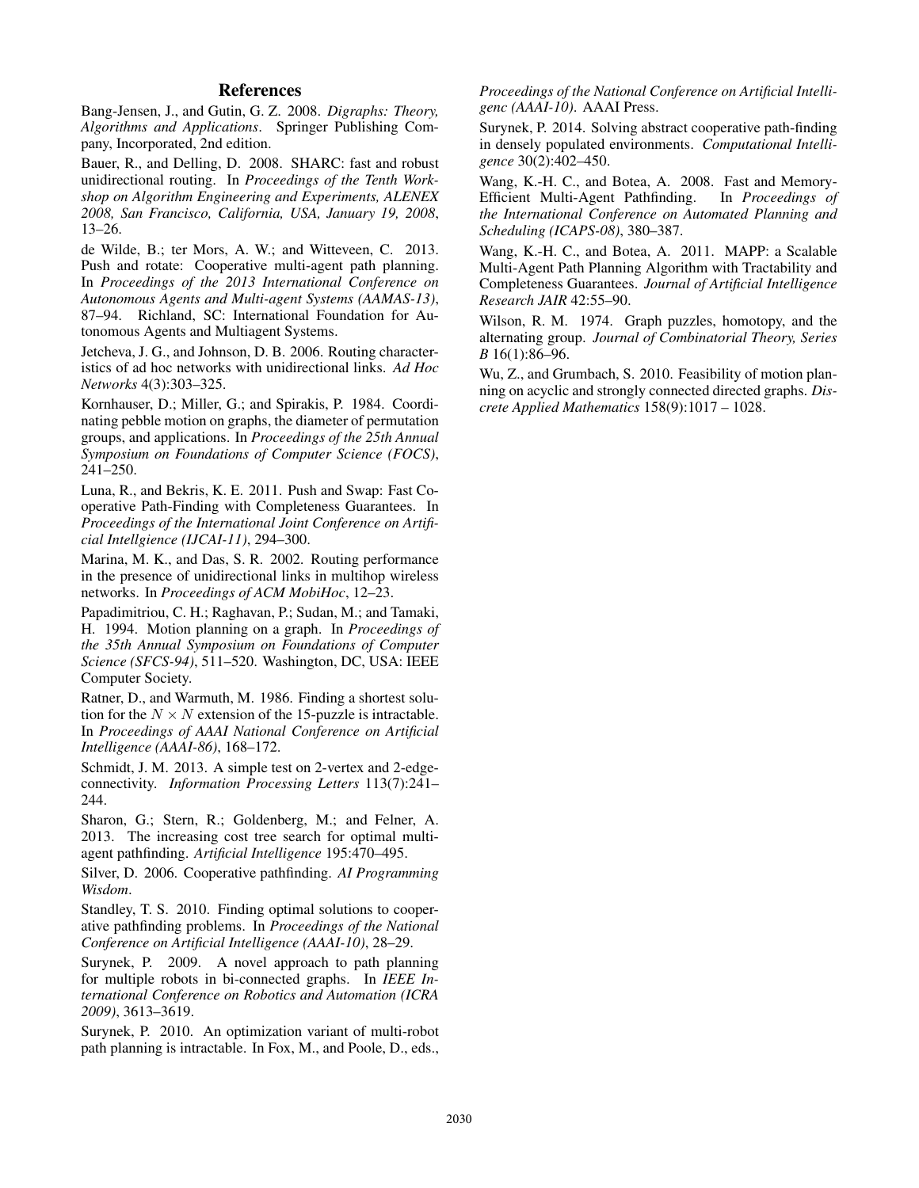## References

Bang-Jensen, J., and Gutin, G. Z. 2008. *Digraphs: Theory, Algorithms and Applications*. Springer Publishing Company, Incorporated, 2nd edition.

Bauer, R., and Delling, D. 2008. SHARC: fast and robust unidirectional routing. In *Proceedings of the Tenth Workshop on Algorithm Engineering and Experiments, ALENEX 2008, San Francisco, California, USA, January 19, 2008*, 13–26.

de Wilde, B.; ter Mors, A. W.; and Witteveen, C. 2013. Push and rotate: Cooperative multi-agent path planning. In *Proceedings of the 2013 International Conference on Autonomous Agents and Multi-agent Systems (AAMAS-13)*, 87–94. Richland, SC: International Foundation for Autonomous Agents and Multiagent Systems.

Jetcheva, J. G., and Johnson, D. B. 2006. Routing characteristics of ad hoc networks with unidirectional links. *Ad Hoc Networks* 4(3):303–325.

Kornhauser, D.; Miller, G.; and Spirakis, P. 1984. Coordinating pebble motion on graphs, the diameter of permutation groups, and applications. In *Proceedings of the 25th Annual Symposium on Foundations of Computer Science (FOCS)*, 241–250.

Luna, R., and Bekris, K. E. 2011. Push and Swap: Fast Cooperative Path-Finding with Completeness Guarantees. In *Proceedings of the International Joint Conference on Artificial Intellgience (IJCAI-11)*, 294–300.

Marina, M. K., and Das, S. R. 2002. Routing performance in the presence of unidirectional links in multihop wireless networks. In *Proceedings of ACM MobiHoc*, 12–23.

Papadimitriou, C. H.; Raghavan, P.; Sudan, M.; and Tamaki, H. 1994. Motion planning on a graph. In *Proceedings of the 35th Annual Symposium on Foundations of Computer Science (SFCS-94)*, 511–520. Washington, DC, USA: IEEE Computer Society.

Ratner, D., and Warmuth, M. 1986. Finding a shortest solution for the $N \times N$ extension of the 15-puzzle is intractable. In *Proceedings of AAAI National Conference on Artificial Intelligence (AAAI-86)*, 168–172.

Schmidt, J. M. 2013. A simple test on 2-vertex and 2-edge-connectivity. *Information Processing Letters* 113(7):241–244.

Sharon, G.; Stern, R.; Goldenberg, M.; and Felner, A. 2013. The increasing cost tree search for optimal multi-agent pathfinding. *Artificial Intelligence* 195:470–495.

Silver, D. 2006. Cooperative pathfinding. *AI Programming Wisdom*.

Standley, T. S. 2010. Finding optimal solutions to cooperative pathfinding problems. In *Proceedings of the National Conference on Artificial Intelligence (AAAI-10)*, 28–29.

Surynek, P. 2009. A novel approach to path planning for multiple robots in bi-connected graphs. In *IEEE International Conference on Robotics and Automation (ICRA 2009)*, 3613–3619.

Surynek, P. 2010. An optimization variant of multi-robot path planning is intractable. In Fox, M., and Poole, D., eds., *Proceedings of the National Conference on Artificial Intelligenc (AAAI-10)*. AAAI Press.

Surynek, P. 2014. Solving abstract cooperative path-finding in densely populated environments. *Computational Intelligence* 30(2):402–450.

Wang, K.-H. C., and Botea, A. 2008. Fast and Memory-Efficient Multi-Agent Pathfinding. In *Proceedings of the International Conference on Automated Planning and Scheduling (ICAPS-08)*, 380–387.

Wang, K.-H. C., and Botea, A. 2011. MAPP: a Scalable Multi-Agent Path Planning Algorithm with Tractability and Completeness Guarantees. *Journal of Artificial Intelligence Research JAIR* 42:55–90.

Wilson, R. M. 1974. Graph puzzles, homotopy, and the alternating group. *Journal of Combinatorial Theory, Series B* 16(1):86–96.

Wu, Z., and Grumbach, S. 2010. Feasibility of motion planning on acyclic and strongly connected directed graphs. *Discrete Applied Mathematics* 158(9):1017 – 1028.